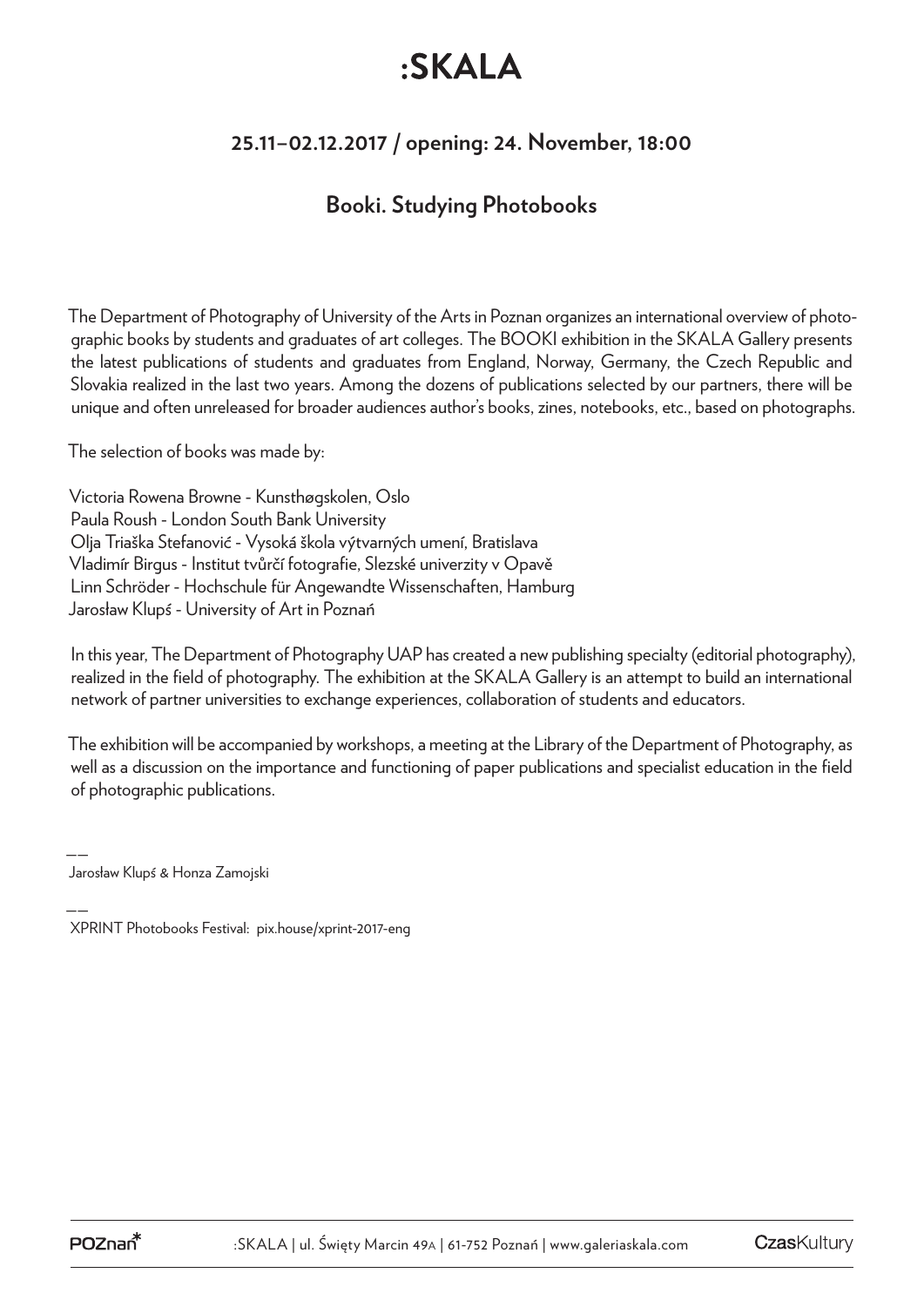# :SKALA

## 25.11–02.12.2017 / opening: 24. November, 18:00

## Booki. Studying Photobooks

The Department of Photography of University of the Arts in Poznan organizes an international overview of photographic books by students and graduates of art colleges. The BOOKI exhibition in the SKALA Gallery presents the latest publications of students and graduates from England, Norway, Germany, the Czech Republic and Slovakia realized in the last two years. Among the dozens of publications selected by our partners, there will be unique and often unreleased for broader audiences author's books, zines, notebooks, etc., based on photographs.

The selection of books was made by:

Victoria Rowena Browne - Kunsthøgskolen, Oslo
Paula Roush - London South Bank University
Olja Triaška Stefanović - Vysoká škola výtvarných umení, Bratislava
Vladimír Birgus - Institut tvůrčí fotografie, Slezské univerzity v Opavě
Linn Schröder - Hochschule für Angewandte Wissenschaften, Hamburg
Jarosław Klupś - University of Art in Poznań

In this year, The Department of Photography UAP has created a new publishing specialty (editorial photography), realized in the field of photography. The exhibition at the SKALA Gallery is an attempt to build an international network of partner universities to exchange experiences, collaboration of students and educators.

The exhibition will be accompanied by workshops, a meeting at the Library of the Department of Photography, as well as a discussion on the importance and functioning of paper publications and specialist education in the field of photographic publications.

——
Jarosław Klupś & Honza Zamojski

——
XPRINT Photobooks Festival: pix.house/xprint-2017-eng

POZnań* | :SKALA | ul. Święty Marcin 49A | 61-752 Poznań | www.galeriaskala.com | CzasKultury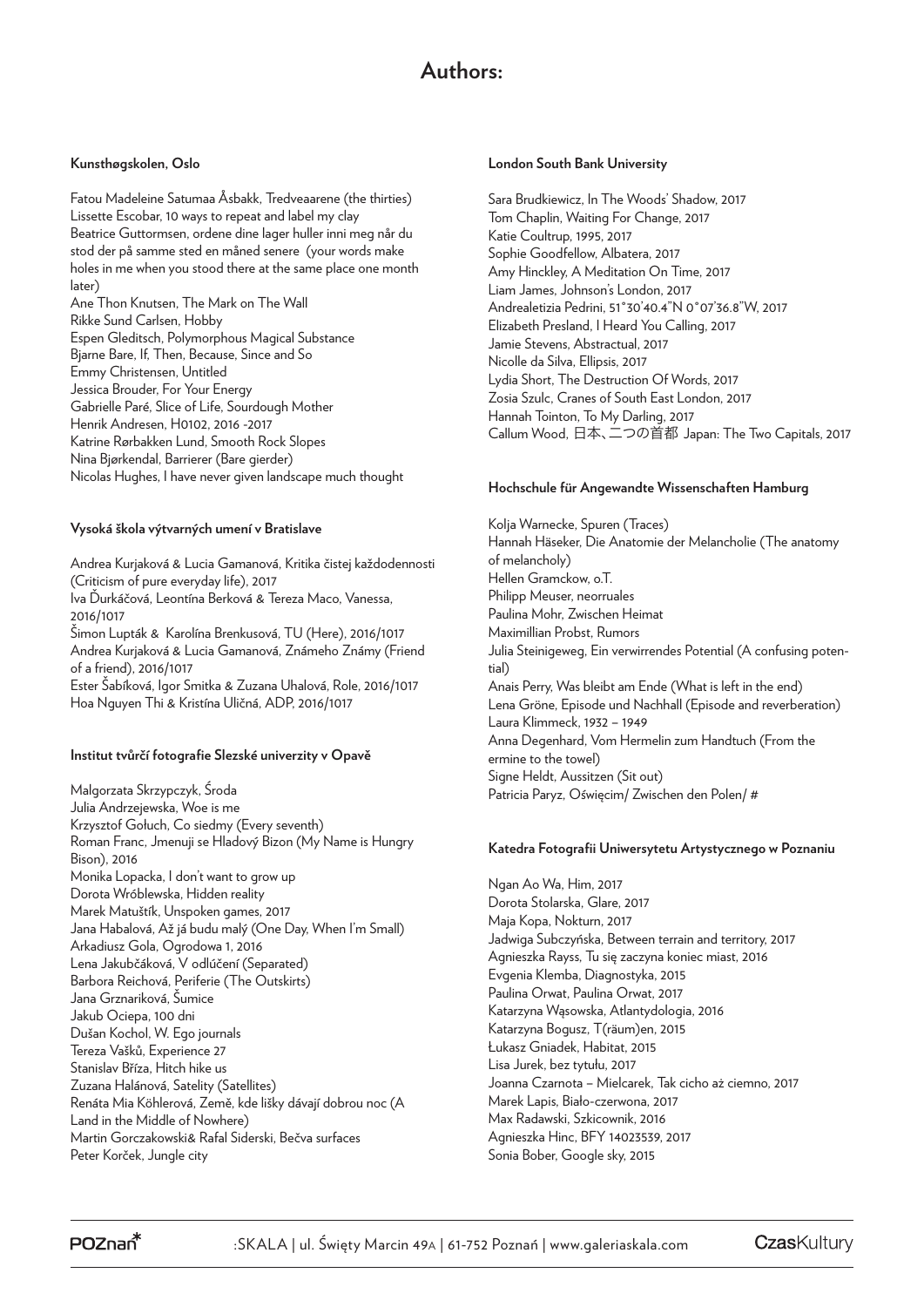# Authors:

**Kunsthøgskolen, Oslo**

Fatou Madeleine Satumaa Åsbakk, Tredveaarene (the thirties)
Lissette Escobar, 10 ways to repeat and label my clay
Beatrice Guttormsen, ordene dine lager huller inni meg når du stod der på samme sted en måned senere (your words make holes in me when you stood there at the same place one month later)
Ane Thon Knutsen, The Mark on The Wall
Rikke Sund Carlsen, Hobby
Espen Gleditsch, Polymorphous Magical Substance
Bjarne Bare, If, Then, Because, Since and So
Emmy Christensen, Untitled
Jessica Brouder, For Your Energy
Gabrielle Paré, Slice of Life, Sourdough Mother
Henrik Andresen, H0102, 2016 -2017
Katrine Rørbakken Lund, Smooth Rock Slopes
Nina Bjørkendal, Barrierer (Bare gierder)
Nicolas Hughes, I have never given landscape much thought

**Vysoká škola výtvarných umení v Bratislave**

Andrea Kurjaková & Lucia Gamanová, Kritika čistej každodennosti (Criticism of pure everyday life), 2017
Iva Ďurkáčová, Leontína Berková & Tereza Maco, Vanessa, 2016/1017
Šimon Lupták & Karolína Brenkusová, TU (Here), 2016/1017
Andrea Kurjaková & Lucia Gamanová, Známeho Známy (Friend of a friend), 2016/1017
Ester Šabíková, Igor Smitka & Zuzana Uhalová, Role, 2016/1017
Hoa Nguyen Thi & Kristína Uličná, ADP, 2016/1017

**Institut tvůrčí fotografie Slezské univerzity v Opavě**

Malgorzata Skrzypczyk, Środa
Julia Andrzejewska, Woe is me
Krzysztof Gołuch, Co siedmy (Every seventh)
Roman Franc, Jmenuji se Hladový Bizon (My Name is Hungry Bison), 2016
Monika Lopacka, I don't want to grow up
Dorota Wróblewska, Hidden reality
Marek Matuštík, Unspoken games, 2017
Jana Habalová, Až já budu malý (One Day, When I'm Small)
Arkadiusz Gola, Ogrodowa 1, 2016
Lena Jakubčáková, V odlúčení (Separated)
Barbora Reichová, Periferie (The Outskirts)
Jana Grznariková, Šumice
Jakub Ociepa, 100 dni
Dušan Kochol, W. Ego journals
Tereza Vašků, Experience 27
Stanislav Bříza, Hitch hike us
Zuzana Halánová, Satelity (Satellites)
Renáta Mia Köhlerová, Země, kde lišky dávají dobrou noc (A Land in the Middle of Nowhere)
Martin Gorczakowski& Rafal Siderski, Bečva surfaces
Peter Korček, Jungle city

**London South Bank University**

Sara Brudkiewicz, In The Woods' Shadow, 2017
Tom Chaplin, Waiting For Change, 2017
Katie Coultrup, 1995, 2017
Sophie Goodfellow, Albatera, 2017
Amy Hinckley, A Meditation On Time, 2017
Liam James, Johnson's London, 2017
Andrealetizia Pedrini, 51°30'40.4"N 0°07'36.8"W, 2017
Elizabeth Presland, I Heard You Calling, 2017
Jamie Stevens, Abstractual, 2017
Nicolle da Silva, Ellipsis, 2017
Lydia Short, The Destruction Of Words, 2017
Zosia Szulc, Cranes of South East London, 2017
Hannah Tointon, To My Darling, 2017
Callum Wood, 日本、二つの首都 Japan: The Two Capitals, 2017

**Hochschule für Angewandte Wissenschaften Hamburg**

Kolja Warnecke, Spuren (Traces)
Hannah Häseker, Die Anatomie der Melancholie (The anatomy of melancholy)
Hellen Gramckow, o.T.
Philipp Meuser, neorruales
Paulina Mohr, Zwischen Heimat
Maximillian Probst, Rumors
Julia Steinigeweg, Ein verwirrendes Potential (A confusing potential)
Anais Perry, Was bleibt am Ende (What is left in the end)
Lena Gröne, Episode und Nachhall (Episode and reverberation)
Laura Klimmeck, 1932 – 1949
Anna Degenhard, Vom Hermelin zum Handtuch (From the ermine to the towel)
Signe Heldt, Aussitzen (Sit out)
Patricia Paryz, Oświęcim/ Zwischen den Polen/ #

**Katedra Fotografii Uniwersytetu Artystycznego w Poznaniu**

Ngan Ao Wa, Him, 2017
Dorota Stolarska, Glare, 2017
Maja Kopa, Nokturn, 2017
Jadwiga Subczyńska, Between terrain and territory, 2017
Agnieszka Rayss, Tu się zaczyna koniec miast, 2016
Evgenia Klemba, Diagnostyka, 2015
Paulina Orwat, Paulina Orwat, 2017
Katarzyna Wąsowska, Atlantydologia, 2016
Katarzyna Bogusz, T(räum)en, 2015
Łukasz Gniadek, Habitat, 2015
Lisa Jurek, bez tytułu, 2017
Joanna Czarnota – Mielcarek, Tak cicho aż ciemno, 2017
Marek Lapis, Biało-czerwona, 2017
Max Radawski, Szkicownik, 2016
Agnieszka Hinc, BFY 14023539, 2017
Sonia Bober, Google sky, 2015

POZnań

:SKALA | ul. Święty Marcin 49A | 61-752 Poznań | www.galeriaskala.com

CzasKultury